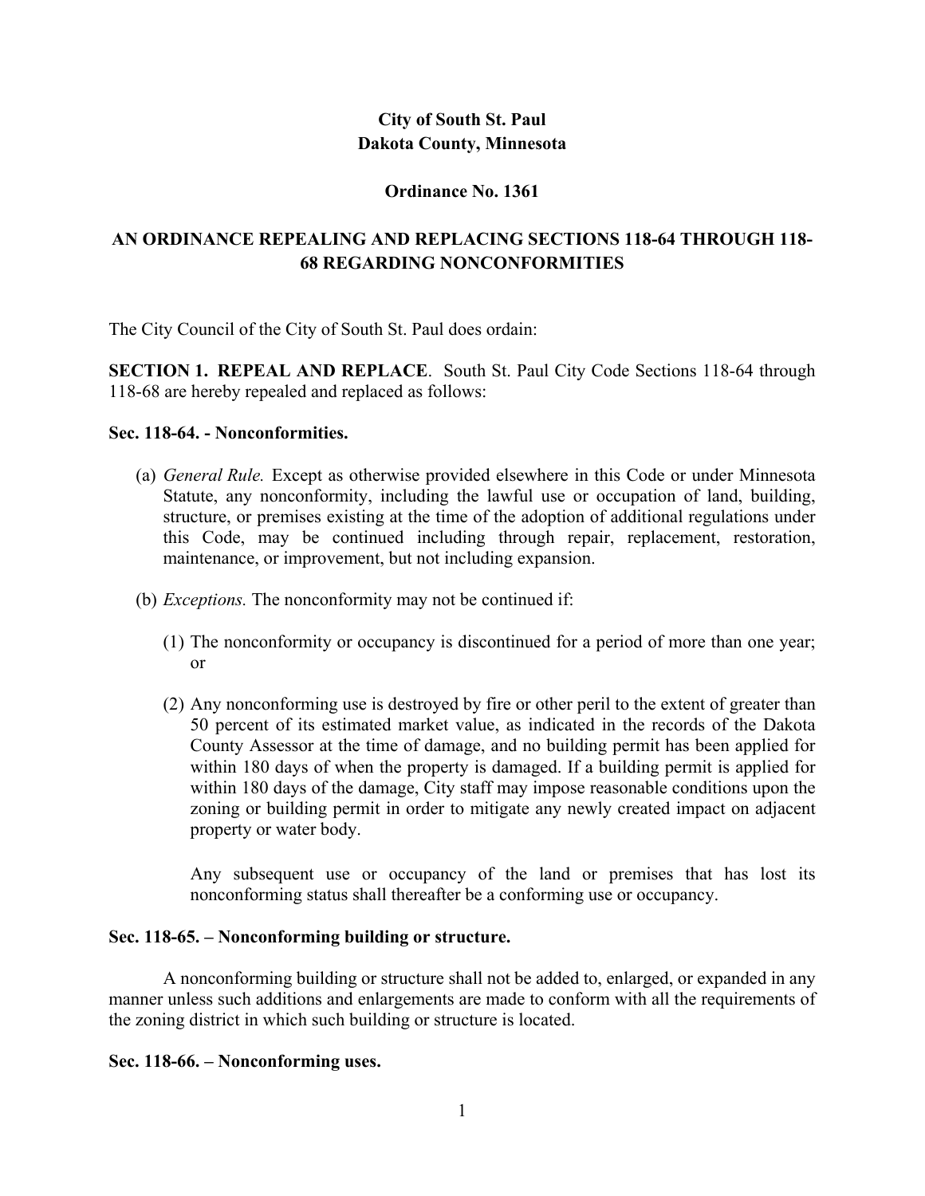**City of South St. Paul**
**Dakota County, Minnesota**

**Ordinance No. 1361**

**AN ORDINANCE REPEALING AND REPLACING SECTIONS 118-64 THROUGH 118-68 REGARDING NONCONFORMITIES**

The City Council of the City of South St. Paul does ordain:

**SECTION 1. REPEAL AND REPLACE**. South St. Paul City Code Sections 118-64 through 118-68 are hereby repealed and replaced as follows:

**Sec. 118-64. - Nonconformities.**

(a) *General Rule.* Except as otherwise provided elsewhere in this Code or under Minnesota Statute, any nonconformity, including the lawful use or occupation of land, building, structure, or premises existing at the time of the adoption of additional regulations under this Code, may be continued including through repair, replacement, restoration, maintenance, or improvement, but not including expansion.

(b) *Exceptions.* The nonconformity may not be continued if:

(1) The nonconformity or occupancy is discontinued for a period of more than one year; or

(2) Any nonconforming use is destroyed by fire or other peril to the extent of greater than 50 percent of its estimated market value, as indicated in the records of the Dakota County Assessor at the time of damage, and no building permit has been applied for within 180 days of when the property is damaged. If a building permit is applied for within 180 days of the damage, City staff may impose reasonable conditions upon the zoning or building permit in order to mitigate any newly created impact on adjacent property or water body.

Any subsequent use or occupancy of the land or premises that has lost its nonconforming status shall thereafter be a conforming use or occupancy.

**Sec. 118-65. – Nonconforming building or structure.**

A nonconforming building or structure shall not be added to, enlarged, or expanded in any manner unless such additions and enlargements are made to conform with all the requirements of the zoning district in which such building or structure is located.

**Sec. 118-66. – Nonconforming uses.**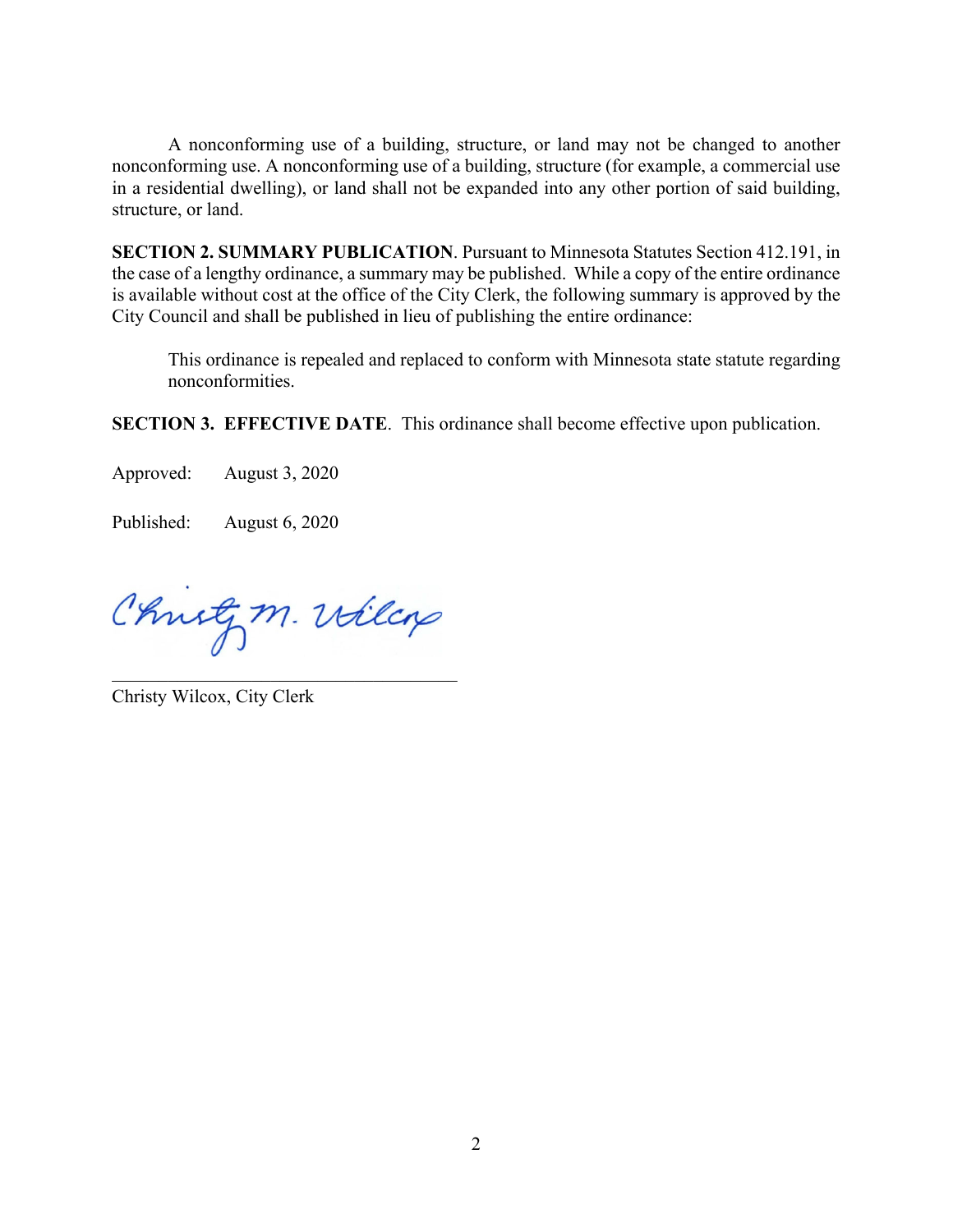A nonconforming use of a building, structure, or land may not be changed to another nonconforming use. A nonconforming use of a building, structure (for example, a commercial use in a residential dwelling), or land shall not be expanded into any other portion of said building, structure, or land.

**SECTION 2. SUMMARY PUBLICATION**. Pursuant to Minnesota Statutes Section 412.191, in the case of a lengthy ordinance, a summary may be published. While a copy of the entire ordinance is available without cost at the office of the City Clerk, the following summary is approved by the City Council and shall be published in lieu of publishing the entire ordinance:

> This ordinance is repealed and replaced to conform with Minnesota state statute regarding nonconformities.

**SECTION 3. EFFECTIVE DATE**. This ordinance shall become effective upon publication.

Approved: August 3, 2020

Published: August 6, 2020

Christy M. Wilcox

\_\_\_\_\_\_\_\_\_\_\_\_\_\_\_\_\_\_\_\_\_\_\_\_\_\_\_\_\_\_\_\_\_\_\_\_

Christy Wilcox, City Clerk